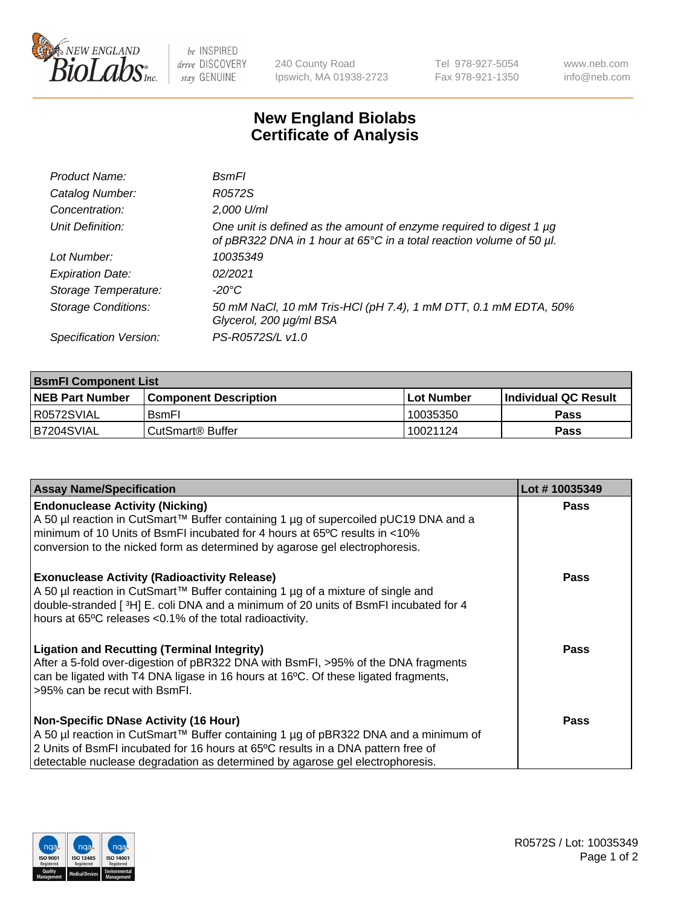# New England Biolabs Certificate of Analysis

| | |
|---|---|
| *Product Name:* | *BsmFI* |
| *Catalog Number:* | *R0572S* |
| *Concentration:* | *2,000 U/ml* |
| *Unit Definition:* | *One unit is defined as the amount of enzyme required to digest 1 µg of pBR322 DNA in 1 hour at 65°C in a total reaction volume of 50 µl.* |
| *Lot Number:* | *10035349* |
| *Expiration Date:* | *02/2021* |
| *Storage Temperature:* | *-20°C* |
| *Storage Conditions:* | *50 mM NaCl, 10 mM Tris-HCl (pH 7.4), 1 mM DTT, 0.1 mM EDTA, 50% Glycerol, 200 µg/ml BSA* |
| *Specification Version:* | *PS-R0572S/L v1.0* |

| **BsmFI Component List** | | | |
|---|---|---|---|
| **NEB Part Number** | **Component Description** | **Lot Number** | **Individual QC Result** |
| R0572SVIAL | BsmFI | 10035350 | **Pass** |
| B7204SVIAL | CutSmart® Buffer | 10021124 | **Pass** |

| **Assay Name/Specification** | **Lot # 10035349** |
|---|---|
| **Endonuclease Activity (Nicking)**<br>A 50 µl reaction in CutSmart™ Buffer containing 1 µg of supercoiled pUC19 DNA and a minimum of 10 Units of BsmFI incubated for 4 hours at 65ºC results in <10% conversion to the nicked form as determined by agarose gel electrophoresis. | **Pass** |
| **Exonuclease Activity (Radioactivity Release)**<br>A 50 µl reaction in CutSmart™ Buffer containing 1 µg of a mixture of single and double-stranded [ $^3$H] E. coli DNA and a minimum of 20 units of BsmFI incubated for 4 hours at 65ºC releases <0.1% of the total radioactivity. | **Pass** |
| **Ligation and Recutting (Terminal Integrity)**<br>After a 5-fold over-digestion of pBR322 DNA with BsmFI, >95% of the DNA fragments can be ligated with T4 DNA ligase in 16 hours at 16ºC. Of these ligated fragments, >95% can be recut with BsmFI. | **Pass** |
| **Non-Specific DNase Activity (16 Hour)**<br>A 50 µl reaction in CutSmart™ Buffer containing 1 µg of pBR322 DNA and a minimum of 2 Units of BsmFI incubated for 16 hours at 65ºC results in a DNA pattern free of detectable nuclease degradation as determined by agarose gel electrophoresis. | **Pass** |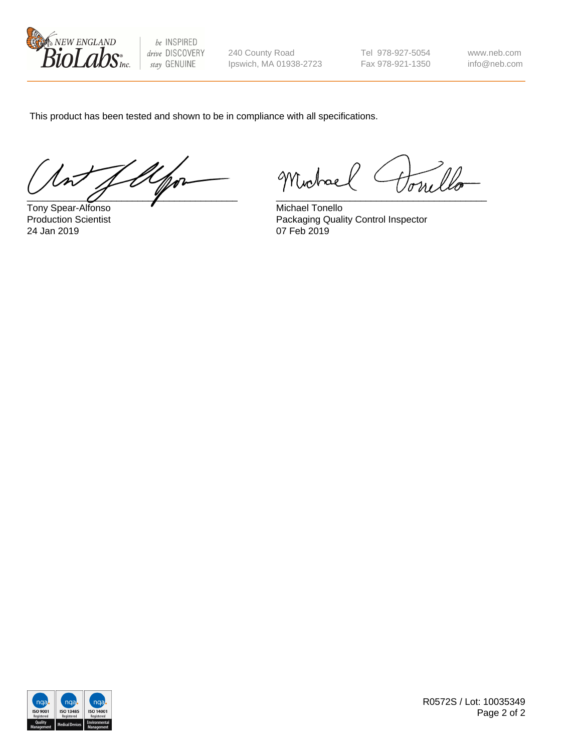This product has been tested and shown to be in compliance with all specifications.

Tony Spear-Alfonso
Production Scientist
24 Jan 2019

Michael Tonello
Packaging Quality Control Inspector
07 Feb 2019

R0572S / Lot: 10035349